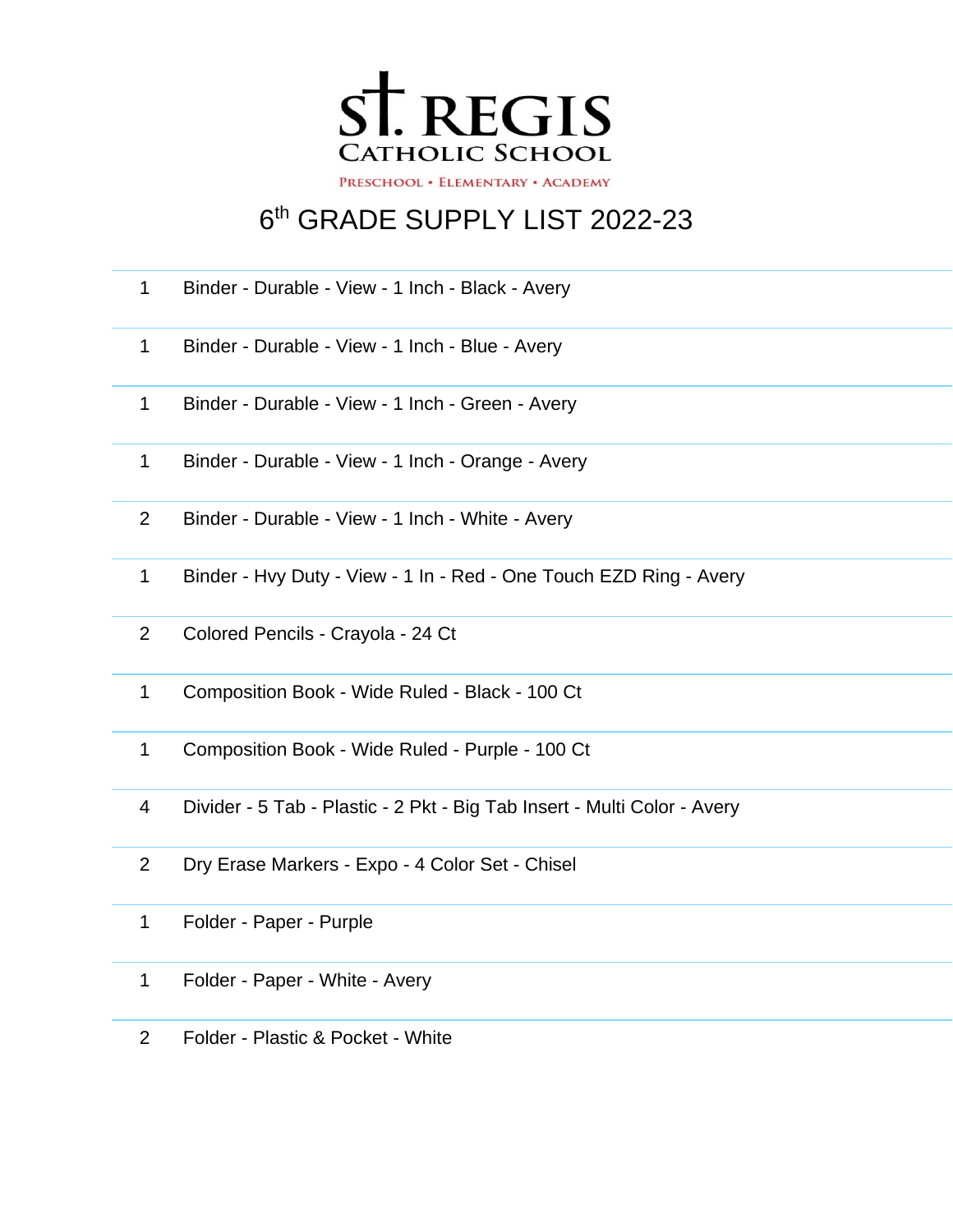# St. Regis Catholic School

Preschool • Elementary • Academy

## 6th GRADE SUPPLY LIST 2022-23

| | |
|---|---|
| 1 | Binder - Durable - View - 1 Inch - Black - Avery |
| 1 | Binder - Durable - View - 1 Inch - Blue - Avery |
| 1 | Binder - Durable - View - 1 Inch - Green - Avery |
| 1 | Binder - Durable - View - 1 Inch - Orange - Avery |
| 2 | Binder - Durable - View - 1 Inch - White - Avery |
| 1 | Binder - Hvy Duty - View - 1 In - Red - One Touch EZD Ring - Avery |
| 2 | Colored Pencils - Crayola - 24 Ct |
| 1 | Composition Book - Wide Ruled - Black - 100 Ct |
| 1 | Composition Book - Wide Ruled - Purple - 100 Ct |
| 4 | Divider - 5 Tab - Plastic - 2 Pkt - Big Tab Insert - Multi Color - Avery |
| 2 | Dry Erase Markers - Expo - 4 Color Set - Chisel |
| 1 | Folder - Paper - Purple |
| 1 | Folder - Paper - White - Avery |
| 2 | Folder - Plastic & Pocket - White |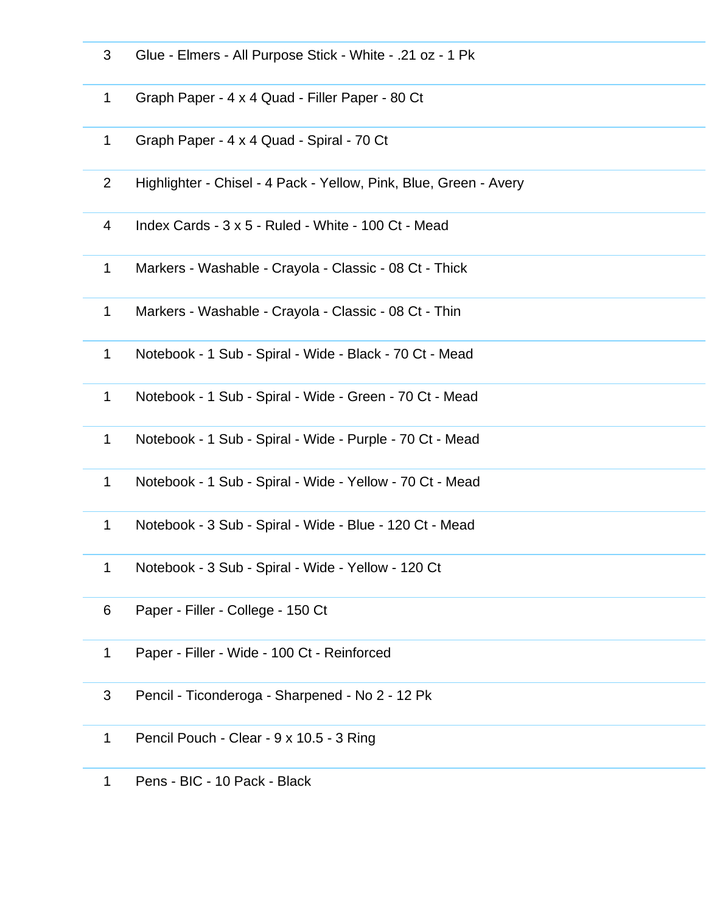| | |
|---|---|
| 3 | Glue - Elmers - All Purpose Stick - White - .21 oz - 1 Pk |
| 1 | Graph Paper - 4 x 4 Quad - Filler Paper - 80 Ct |
| 1 | Graph Paper - 4 x 4 Quad - Spiral - 70 Ct |
| 2 | Highlighter - Chisel - 4 Pack - Yellow, Pink, Blue, Green - Avery |
| 4 | Index Cards - 3 x 5 - Ruled - White - 100 Ct - Mead |
| 1 | Markers - Washable - Crayola - Classic - 08 Ct - Thick |
| 1 | Markers - Washable - Crayola - Classic - 08 Ct - Thin |
| 1 | Notebook - 1 Sub - Spiral - Wide - Black - 70 Ct - Mead |
| 1 | Notebook - 1 Sub - Spiral - Wide - Green - 70 Ct - Mead |
| 1 | Notebook - 1 Sub - Spiral - Wide - Purple - 70 Ct - Mead |
| 1 | Notebook - 1 Sub - Spiral - Wide - Yellow - 70 Ct - Mead |
| 1 | Notebook - 3 Sub - Spiral - Wide - Blue - 120 Ct - Mead |
| 1 | Notebook - 3 Sub - Spiral - Wide - Yellow - 120 Ct |
| 6 | Paper - Filler - College - 150 Ct |
| 1 | Paper - Filler - Wide - 100 Ct - Reinforced |
| 3 | Pencil - Ticonderoga - Sharpened - No 2 - 12 Pk |
| 1 | Pencil Pouch - Clear - 9 x 10.5 - 3 Ring |
| 1 | Pens - BIC - 10 Pack - Black |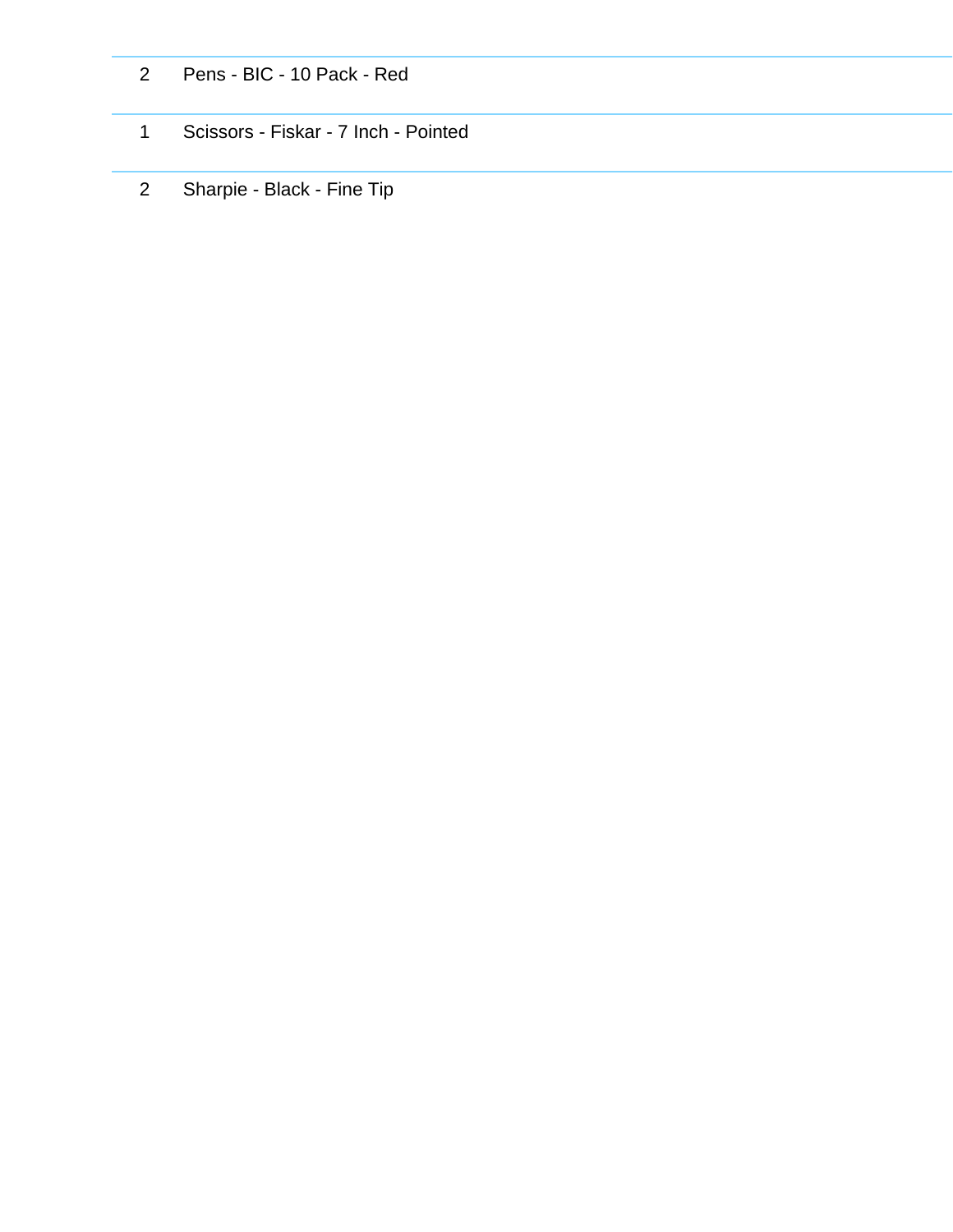| | |
|---|---|
| 2 | Pens - BIC - 10 Pack - Red |
| 1 | Scissors - Fiskar - 7 Inch - Pointed |
| 2 | Sharpie - Black - Fine Tip |